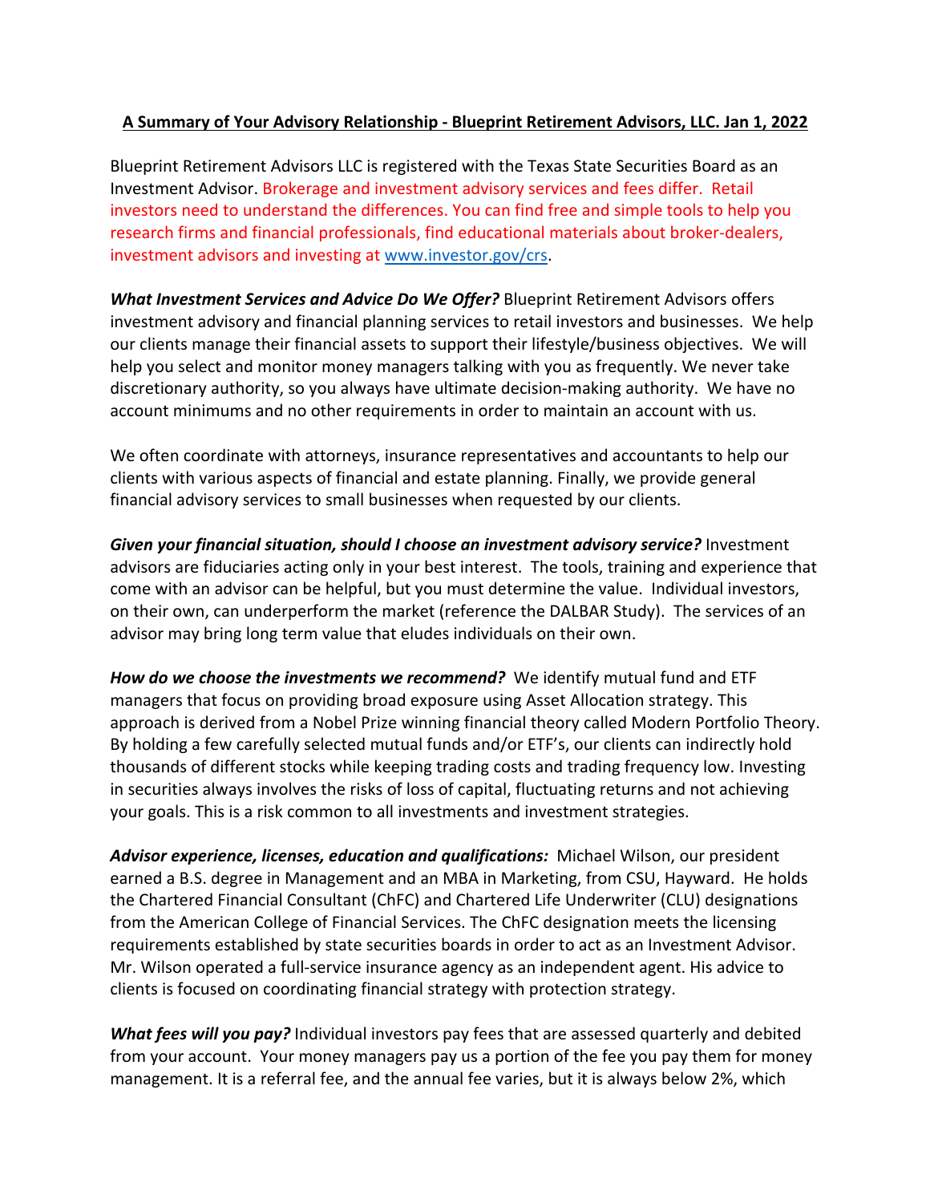**A Summary of Your Advisory Relationship - Blueprint Retirement Advisors, LLC. Jan 1, 2022**

Blueprint Retirement Advisors LLC is registered with the Texas State Securities Board as an Investment Advisor. Brokerage and investment advisory services and fees differ. Retail investors need to understand the differences. You can find free and simple tools to help you research firms and financial professionals, find educational materials about broker-dealers, investment advisors and investing at [www.investor.gov/crs](http://www.investor.gov/crs).

***What Investment Services and Advice Do We Offer?*** Blueprint Retirement Advisors offers investment advisory and financial planning services to retail investors and businesses. We help our clients manage their financial assets to support their lifestyle/business objectives. We will help you select and monitor money managers talking with you as frequently. We never take discretionary authority, so you always have ultimate decision-making authority. We have no account minimums and no other requirements in order to maintain an account with us.

We often coordinate with attorneys, insurance representatives and accountants to help our clients with various aspects of financial and estate planning. Finally, we provide general financial advisory services to small businesses when requested by our clients.

***Given your financial situation, should I choose an investment advisory service?*** Investment advisors are fiduciaries acting only in your best interest. The tools, training and experience that come with an advisor can be helpful, but you must determine the value. Individual investors, on their own, can underperform the market (reference the DALBAR Study). The services of an advisor may bring long term value that eludes individuals on their own.

***How do we choose the investments we recommend?*** We identify mutual fund and ETF managers that focus on providing broad exposure using Asset Allocation strategy. This approach is derived from a Nobel Prize winning financial theory called Modern Portfolio Theory. By holding a few carefully selected mutual funds and/or ETF's, our clients can indirectly hold thousands of different stocks while keeping trading costs and trading frequency low. Investing in securities always involves the risks of loss of capital, fluctuating returns and not achieving your goals. This is a risk common to all investments and investment strategies.

***Advisor experience, licenses, education and qualifications:*** Michael Wilson, our president earned a B.S. degree in Management and an MBA in Marketing, from CSU, Hayward. He holds the Chartered Financial Consultant (ChFC) and Chartered Life Underwriter (CLU) designations from the American College of Financial Services. The ChFC designation meets the licensing requirements established by state securities boards in order to act as an Investment Advisor. Mr. Wilson operated a full-service insurance agency as an independent agent. His advice to clients is focused on coordinating financial strategy with protection strategy.

***What fees will you pay?*** Individual investors pay fees that are assessed quarterly and debited from your account. Your money managers pay us a portion of the fee you pay them for money management. It is a referral fee, and the annual fee varies, but it is always below 2%, which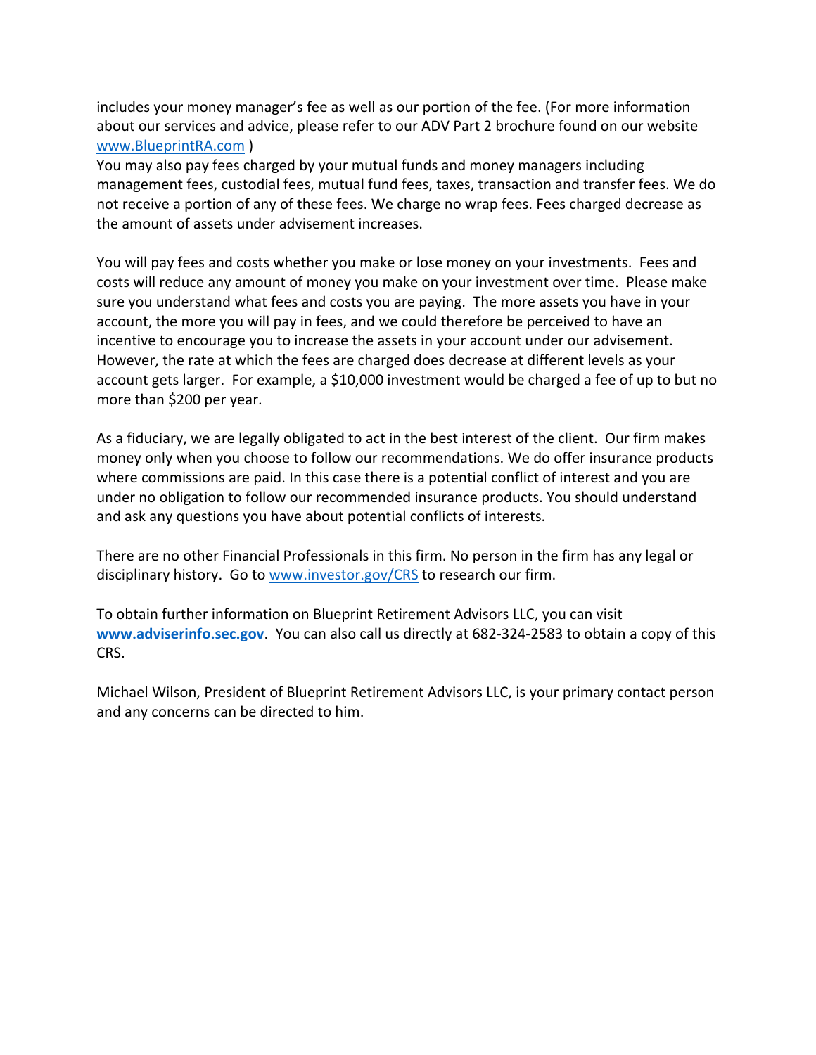includes your money manager's fee as well as our portion of the fee. (For more information about our services and advice, please refer to our ADV Part 2 brochure found on our website [www.BlueprintRA.com](http://www.BlueprintRA.com) )
You may also pay fees charged by your mutual funds and money managers including management fees, custodial fees, mutual fund fees, taxes, transaction and transfer fees. We do not receive a portion of any of these fees. We charge no wrap fees. Fees charged decrease as the amount of assets under advisement increases.

You will pay fees and costs whether you make or lose money on your investments. Fees and costs will reduce any amount of money you make on your investment over time. Please make sure you understand what fees and costs you are paying. The more assets you have in your account, the more you will pay in fees, and we could therefore be perceived to have an incentive to encourage you to increase the assets in your account under our advisement. However, the rate at which the fees are charged does decrease at different levels as your account gets larger. For example, a $10,000 investment would be charged a fee of up to but no more than $200 per year.

As a fiduciary, we are legally obligated to act in the best interest of the client. Our firm makes money only when you choose to follow our recommendations. We do offer insurance products where commissions are paid. In this case there is a potential conflict of interest and you are under no obligation to follow our recommended insurance products. You should understand and ask any questions you have about potential conflicts of interests.

There are no other Financial Professionals in this firm. No person in the firm has any legal or disciplinary history. Go to [www.investor.gov/CRS](http://www.investor.gov/CRS) to research our firm.

To obtain further information on Blueprint Retirement Advisors LLC, you can visit **[www.adviserinfo.sec.gov](http://www.adviserinfo.sec.gov)**. You can also call us directly at 682-324-2583 to obtain a copy of this CRS.

Michael Wilson, President of Blueprint Retirement Advisors LLC, is your primary contact person and any concerns can be directed to him.